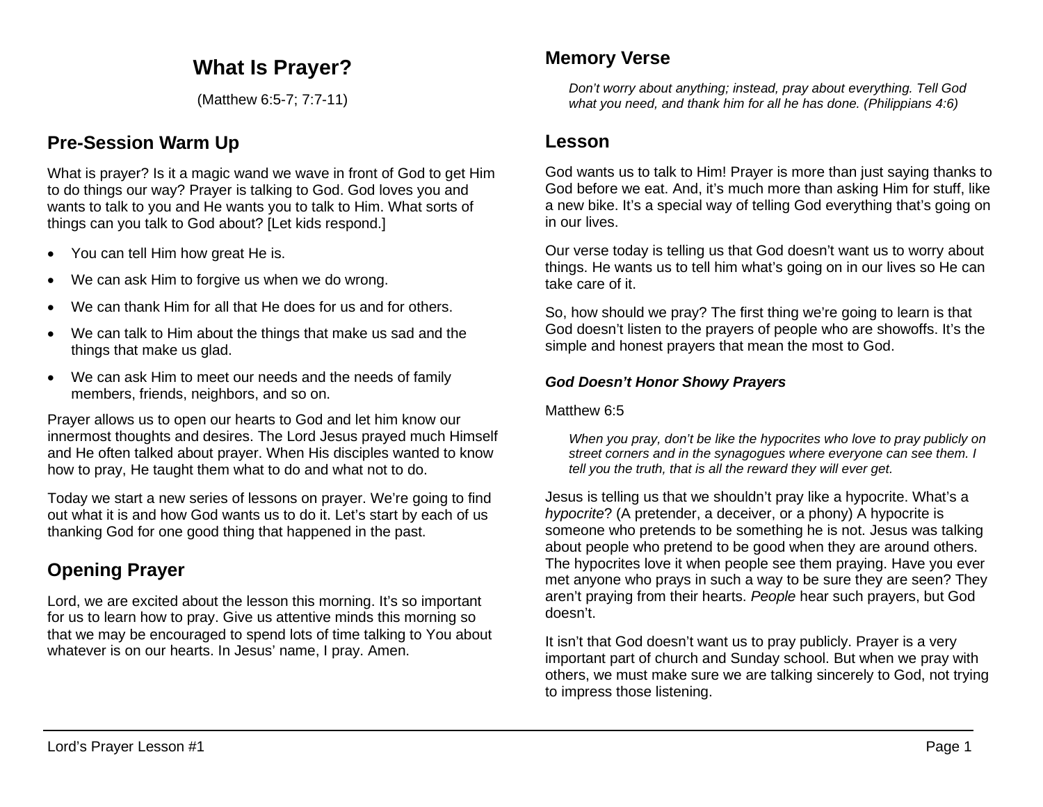# What Is Prayer?

(Matthew 6:5-7; 7:7-11)

## Pre-Session Warm Up

What is prayer? Is it a magic wand we wave in front of God to get Him to do things our way? Prayer is talking to God. God loves you and wants to talk to you and He wants you to talk to Him. What sorts of things can you talk to God about? [Let kids respond.]

- You can tell Him how great He is.
- We can ask Him to forgive us when we do wrong.
- We can thank Him for all that He does for us and for others.
- We can talk to Him about the things that make us sad and the things that make us glad.
- We can ask Him to meet our needs and the needs of family members, friends, neighbors, and so on.

Prayer allows us to open our hearts to God and let him know our innermost thoughts and desires. The Lord Jesus prayed much Himself and He often talked about prayer. When His disciples wanted to know how to pray, He taught them what to do and what not to do.

Today we start a new series of lessons on prayer. We're going to find out what it is and how God wants us to do it. Let's start by each of us thanking God for one good thing that happened in the past.

## Opening Prayer

Lord, we are excited about the lesson this morning. It's so important for us to learn how to pray. Give us attentive minds this morning so that we may be encouraged to spend lots of time talking to You about whatever is on our hearts. In Jesus' name, I pray. Amen.

## Memory Verse

> *Don't worry about anything; instead, pray about everything. Tell God what you need, and thank him for all he has done. (Philippians 4:6)*

## Lesson

God wants us to talk to Him! Prayer is more than just saying thanks to God before we eat. And, it's much more than asking Him for stuff, like a new bike. It's a special way of telling God everything that's going on in our lives.

Our verse today is telling us that God doesn't want us to worry about things. He wants us to tell him what's going on in our lives so He can take care of it.

So, how should we pray? The first thing we're going to learn is that God doesn't listen to the prayers of people who are showoffs. It's the simple and honest prayers that mean the most to God.

### *God Doesn't Honor Showy Prayers*

Matthew 6:5

> *When you pray, don't be like the hypocrites who love to pray publicly on street corners and in the synagogues where everyone can see them. I tell you the truth, that is all the reward they will ever get.*

Jesus is telling us that we shouldn't pray like a hypocrite. What's a *hypocrite*? (A pretender, a deceiver, or a phony) A hypocrite is someone who pretends to be something he is not. Jesus was talking about people who pretend to be good when they are around others. The hypocrites love it when people see them praying. Have you ever met anyone who prays in such a way to be sure they are seen? They aren't praying from their hearts. *People* hear such prayers, but God doesn't.

It isn't that God doesn't want us to pray publicly. Prayer is a very important part of church and Sunday school. But when we pray with others, we must make sure we are talking sincerely to God, not trying to impress those listening.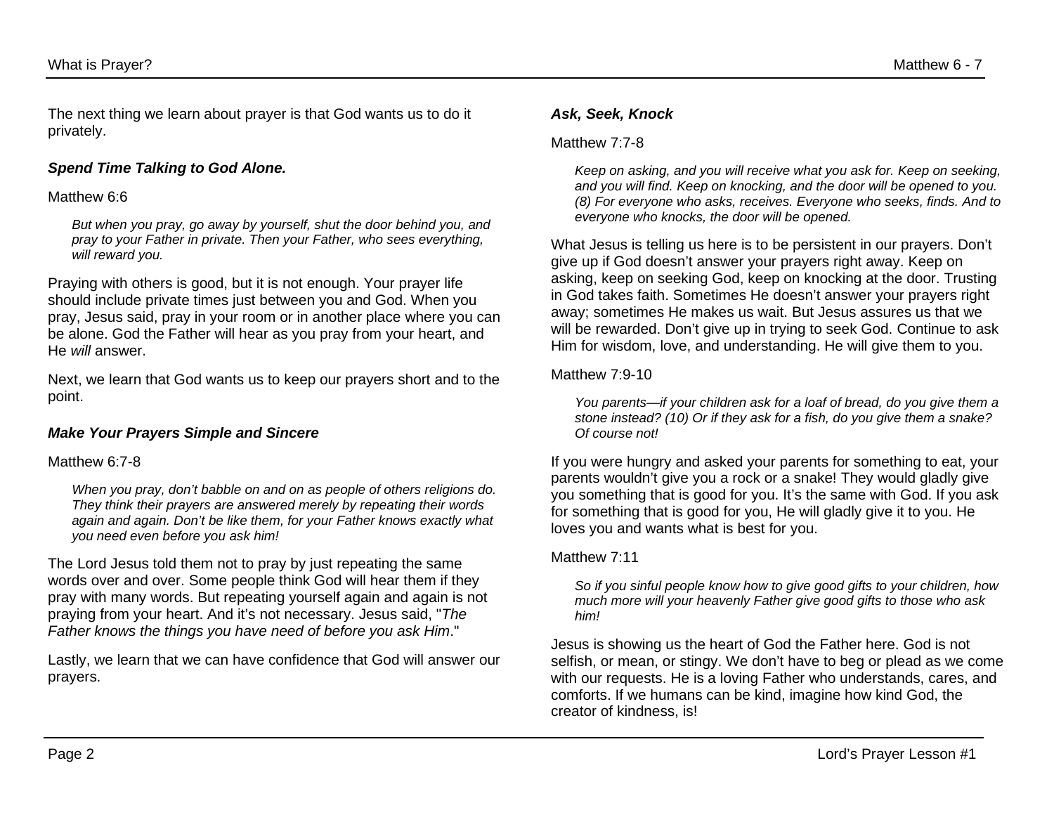The next thing we learn about prayer is that God wants us to do it privately.

### *Spend Time Talking to God Alone.*

Matthew 6:6

> *But when you pray, go away by yourself, shut the door behind you, and pray to your Father in private. Then your Father, who sees everything, will reward you.*

Praying with others is good, but it is not enough. Your prayer life should include private times just between you and God. When you pray, Jesus said, pray in your room or in another place where you can be alone. God the Father will hear as you pray from your heart, and He *will* answer.

Next, we learn that God wants us to keep our prayers short and to the point.

### *Make Your Prayers Simple and Sincere*

Matthew 6:7-8

> *When you pray, don't babble on and on as people of others religions do. They think their prayers are answered merely by repeating their words again and again. Don't be like them, for your Father knows exactly what you need even before you ask him!*

The Lord Jesus told them not to pray by just repeating the same words over and over. Some people think God will hear them if they pray with many words. But repeating yourself again and again is not praying from your heart. And it's not necessary. Jesus said, "*The Father knows the things you have need of before you ask Him*."

Lastly, we learn that we can have confidence that God will answer our prayers.

### *Ask, Seek, Knock*

Matthew 7:7-8

> *Keep on asking, and you will receive what you ask for. Keep on seeking, and you will find. Keep on knocking, and the door will be opened to you. (8) For everyone who asks, receives. Everyone who seeks, finds. And to everyone who knocks, the door will be opened.*

What Jesus is telling us here is to be persistent in our prayers. Don't give up if God doesn't answer your prayers right away. Keep on asking, keep on seeking God, keep on knocking at the door. Trusting in God takes faith. Sometimes He doesn't answer your prayers right away; sometimes He makes us wait. But Jesus assures us that we will be rewarded. Don't give up in trying to seek God. Continue to ask Him for wisdom, love, and understanding. He will give them to you.

Matthew 7:9-10

> *You parents—if your children ask for a loaf of bread, do you give them a stone instead? (10) Or if they ask for a fish, do you give them a snake? Of course not!*

If you were hungry and asked your parents for something to eat, your parents wouldn't give you a rock or a snake! They would gladly give you something that is good for you. It's the same with God. If you ask for something that is good for you, He will gladly give it to you. He loves you and wants what is best for you.

Matthew 7:11

> *So if you sinful people know how to give good gifts to your children, how much more will your heavenly Father give good gifts to those who ask him!*

Jesus is showing us the heart of God the Father here. God is not selfish, or mean, or stingy. We don't have to beg or plead as we come with our requests. He is a loving Father who understands, cares, and comforts. If we humans can be kind, imagine how kind God, the creator of kindness, is!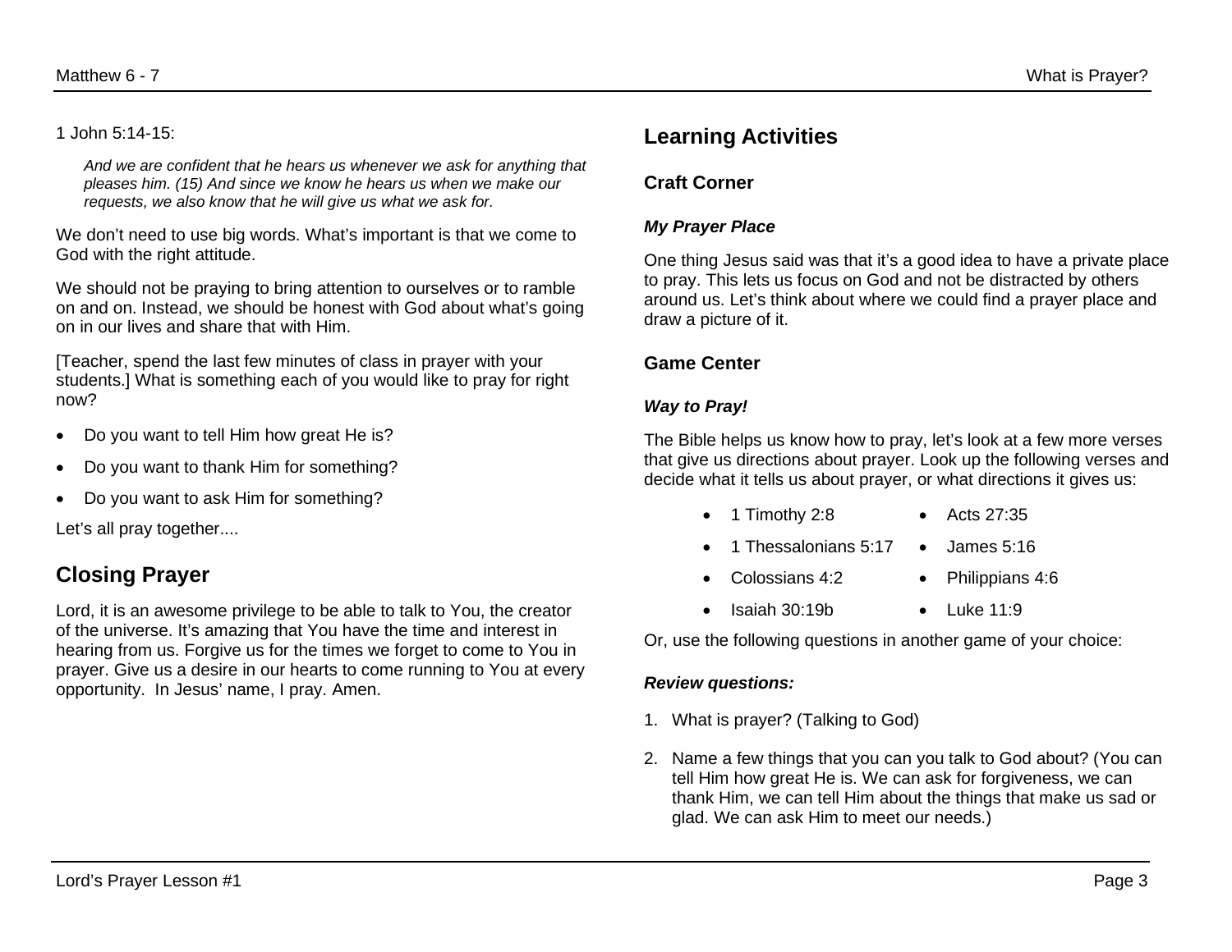1 John 5:14-15:

> *And we are confident that he hears us whenever we ask for anything that pleases him. (15) And since we know he hears us when we make our requests, we also know that he will give us what we ask for.*

We don't need to use big words. What's important is that we come to God with the right attitude.

We should not be praying to bring attention to ourselves or to ramble on and on. Instead, we should be honest with God about what's going on in our lives and share that with Him.

[Teacher, spend the last few minutes of class in prayer with your students.] What is something each of you would like to pray for right now?

- Do you want to tell Him how great He is?
- Do you want to thank Him for something?
- Do you want to ask Him for something?

Let's all pray together....

## Closing Prayer

Lord, it is an awesome privilege to be able to talk to You, the creator of the universe. It's amazing that You have the time and interest in hearing from us. Forgive us for the times we forget to come to You in prayer. Give us a desire in our hearts to come running to You at every opportunity. In Jesus' name, I pray. Amen.

## Learning Activities

### Craft Corner

#### *My Prayer Place*

One thing Jesus said was that it's a good idea to have a private place to pray. This lets us focus on God and not be distracted by others around us. Let's think about where we could find a prayer place and draw a picture of it.

### Game Center

#### *Way to Pray!*

The Bible helps us know how to pray, let's look at a few more verses that give us directions about prayer. Look up the following verses and decide what it tells us about prayer, or what directions it gives us:

- 1 Timothy 2:8
- 1 Thessalonians 5:17
- Colossians 4:2
- Isaiah 30:19b
- Acts 27:35
- James 5:16
- Philippians 4:6
- Luke 11:9

Or, use the following questions in another game of your choice:

#### *Review questions:*

1. What is prayer? (Talking to God)
2. Name a few things that you can you talk to God about? (You can tell Him how great He is. We can ask for forgiveness, we can thank Him, we can tell Him about the things that make us sad or glad. We can ask Him to meet our needs.)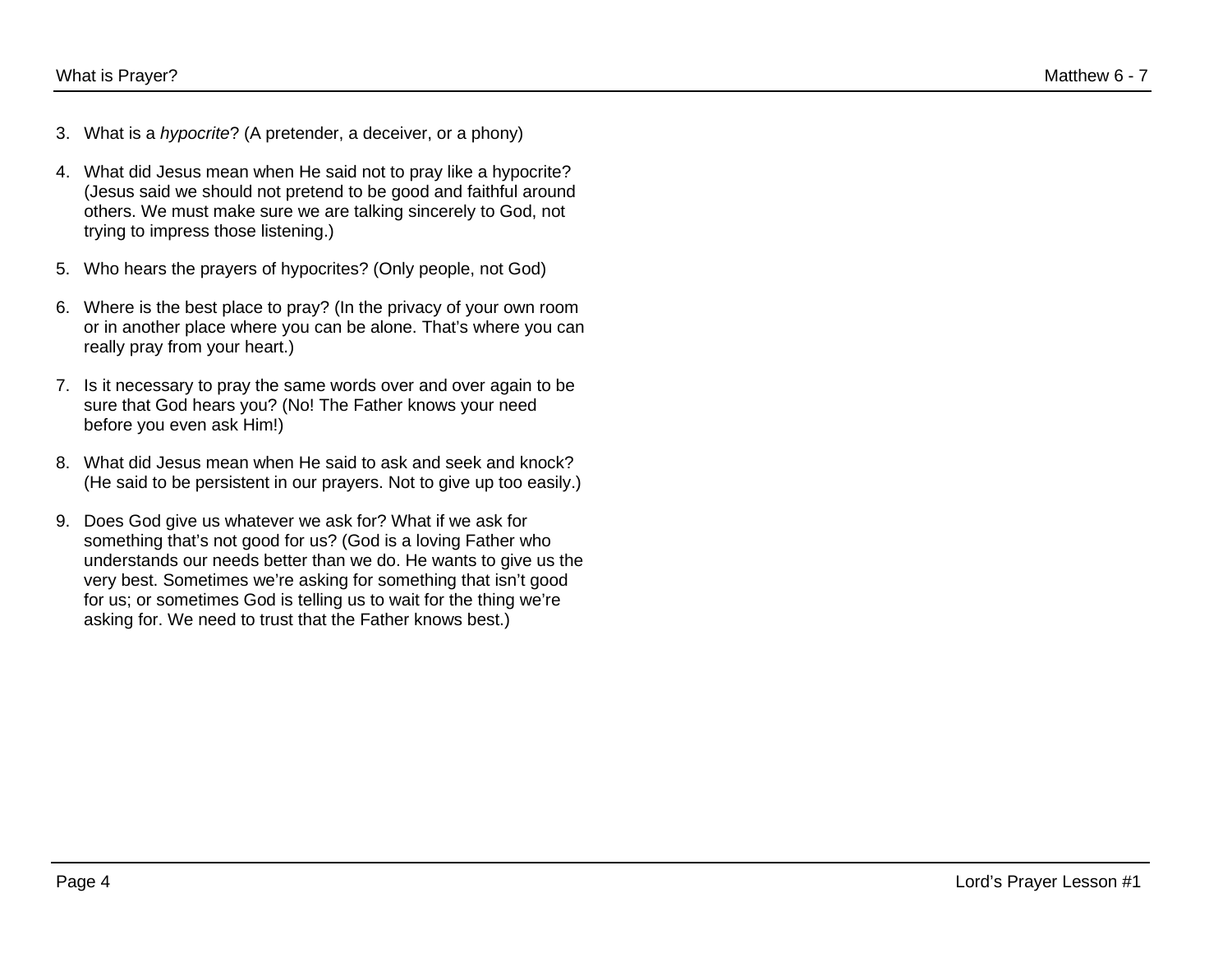3. What is a *hypocrite*? (A pretender, a deceiver, or a phony)

4. What did Jesus mean when He said not to pray like a hypocrite? (Jesus said we should not pretend to be good and faithful around others. We must make sure we are talking sincerely to God, not trying to impress those listening.)

5. Who hears the prayers of hypocrites? (Only people, not God)

6. Where is the best place to pray? (In the privacy of your own room or in another place where you can be alone. That's where you can really pray from your heart.)

7. Is it necessary to pray the same words over and over again to be sure that God hears you? (No! The Father knows your need before you even ask Him!)

8. What did Jesus mean when He said to ask and seek and knock? (He said to be persistent in our prayers. Not to give up too easily.)

9. Does God give us whatever we ask for? What if we ask for something that's not good for us? (God is a loving Father who understands our needs better than we do. He wants to give us the very best. Sometimes we're asking for something that isn't good for us; or sometimes God is telling us to wait for the thing we're asking for. We need to trust that the Father knows best.)